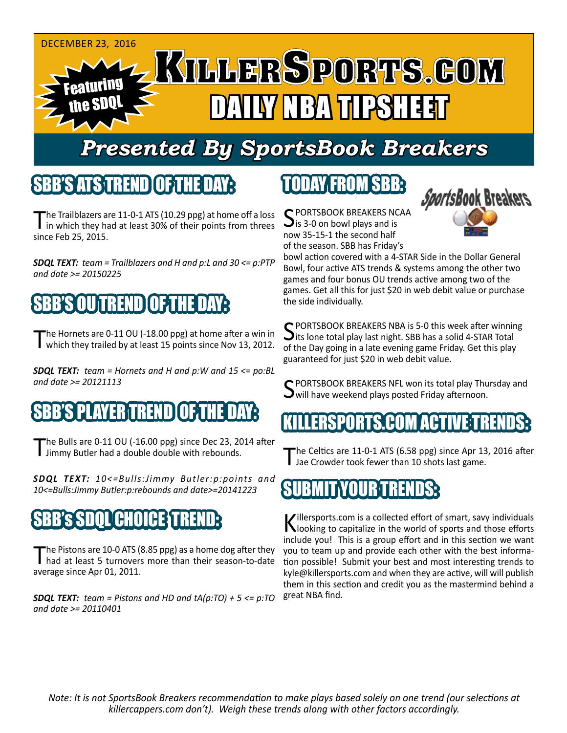DECEMBER 23, 2016

Featuring the SDQL

# KILLERSPORTS.COM DAILY NBA TIPSHEET

## Presented By SportsBook Breakers

## SBB'S ATS TREND OF THE DAY:

The Trailblazers are 11-0-1 ATS (10.29 ppg) at home off a loss in which they had at least 30% of their points from threes since Feb 25, 2015.

***SDQL TEXT:*** *team = Trailblazers and H and p:L and 30 <= p:PTP and date >= 20150225*

## SBB'S OU TREND OF THE DAY:

The Hornets are 0-11 OU (-18.00 ppg) at home after a win in which they trailed by at least 15 points since Nov 13, 2012.

***SDQL TEXT:*** *team = Hornets and H and p:W and 15 <= po:BL and date >= 20121113*

## SBB'S PLAYER TREND OF THE DAY:

The Bulls are 0-11 OU (-16.00 ppg) since Dec 23, 2014 after Jimmy Butler had a double double with rebounds.

***SDQL TEXT:*** *10<=Bulls:Jimmy Butler:p:points and 10<=Bulls:Jimmy Butler:p:rebounds and date>=20141223*

## SBB's SDQL CHOICE TREND:

The Pistons are 10-0 ATS (8.85 ppg) as a home dog after they had at least 5 turnovers more than their season-to-date average since Apr 01, 2011.

***SDQL TEXT:*** *team = Pistons and HD and tA(p:TO) + 5 <= p:TO and date >= 20110401*

## TODAY FROM SBB:

SportsBook Breakers

SPORTSBOOK BREAKERS NCAA is 3-0 on bowl plays and is now 35-15-1 the second half of the season. SBB has Friday's bowl action covered with a 4-STAR Side in the Dollar General Bowl, four active ATS trends & systems among the other two games and four bonus OU trends active among two of the games. Get all this for just $20 in web debit value or purchase the side individually.

SPORTSBOOK BREAKERS NBA is 5-0 this week after winning its lone total play last night. SBB has a solid 4-STAR Total of the Day going in a late evening game Friday. Get this play guaranteed for just $20 in web debit value.

SPORTSBOOK BREAKERS NFL won its total play Thursday and will have weekend plays posted Friday afternoon.

## KILLERSPORTS.COM ACTIVE TRENDS:

The Celtics are 11-0-1 ATS (6.58 ppg) since Apr 13, 2016 after Jae Crowder took fewer than 10 shots last game.

## SUBMIT YOUR TRENDS:

Killersports.com is a collected effort of smart, savy individuals looking to capitalize in the world of sports and those efforts include you! This is a group effort and in this section we want you to team up and provide each other with the best information possible! Submit your best and most interesting trends to kyle@killersports.com and when they are active, will will publish them in this section and credit you as the mastermind behind a great NBA find.

*Note: It is not SportsBook Breakers recommendation to make plays based solely on one trend (our selections at killercappers.com don't). Weigh these trends along with other factors accordingly.*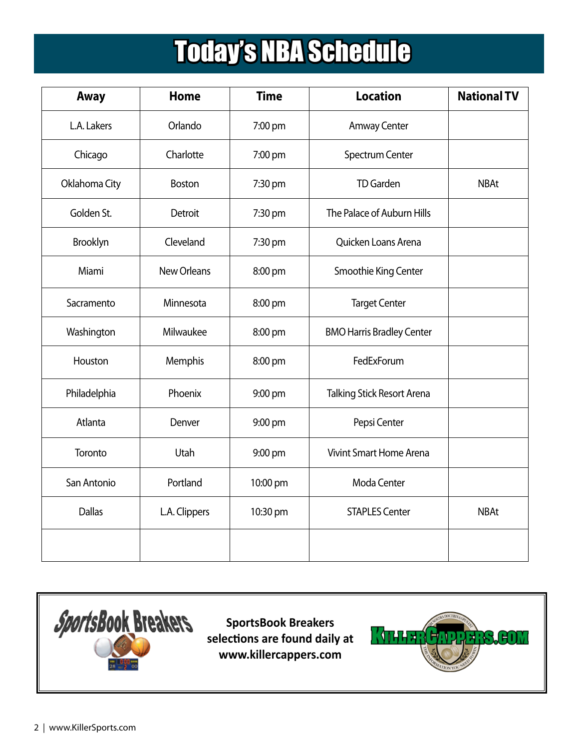# Today's NBA Schedule

| Away | Home | Time | Location | National TV |
|---|---|---|---|---|
| L.A. Lakers | Orlando | 7:00 pm | Amway Center | |
| Chicago | Charlotte | 7:00 pm | Spectrum Center | |
| Oklahoma City | Boston | 7:30 pm | TD Garden | NBAt |
| Golden St. | Detroit | 7:30 pm | The Palace of Auburn Hills | |
| Brooklyn | Cleveland | 7:30 pm | Quicken Loans Arena | |
| Miami | New Orleans | 8:00 pm | Smoothie King Center | |
| Sacramento | Minnesota | 8:00 pm | Target Center | |
| Washington | Milwaukee | 8:00 pm | BMO Harris Bradley Center | |
| Houston | Memphis | 8:00 pm | FedExForum | |
| Philadelphia | Phoenix | 9:00 pm | Talking Stick Resort Arena | |
| Atlanta | Denver | 9:00 pm | Pepsi Center | |
| Toronto | Utah | 9:00 pm | Vivint Smart Home Arena | |
| San Antonio | Portland | 10:00 pm | Moda Center | |
| Dallas | L.A. Clippers | 10:30 pm | STAPLES Center | NBAt |
| | | | | |

SportsBook Breakers

**SportsBook Breakers selections are found daily at www.killercappers.com**

KILLERCAPPERS.COM

www.KillerSports.com